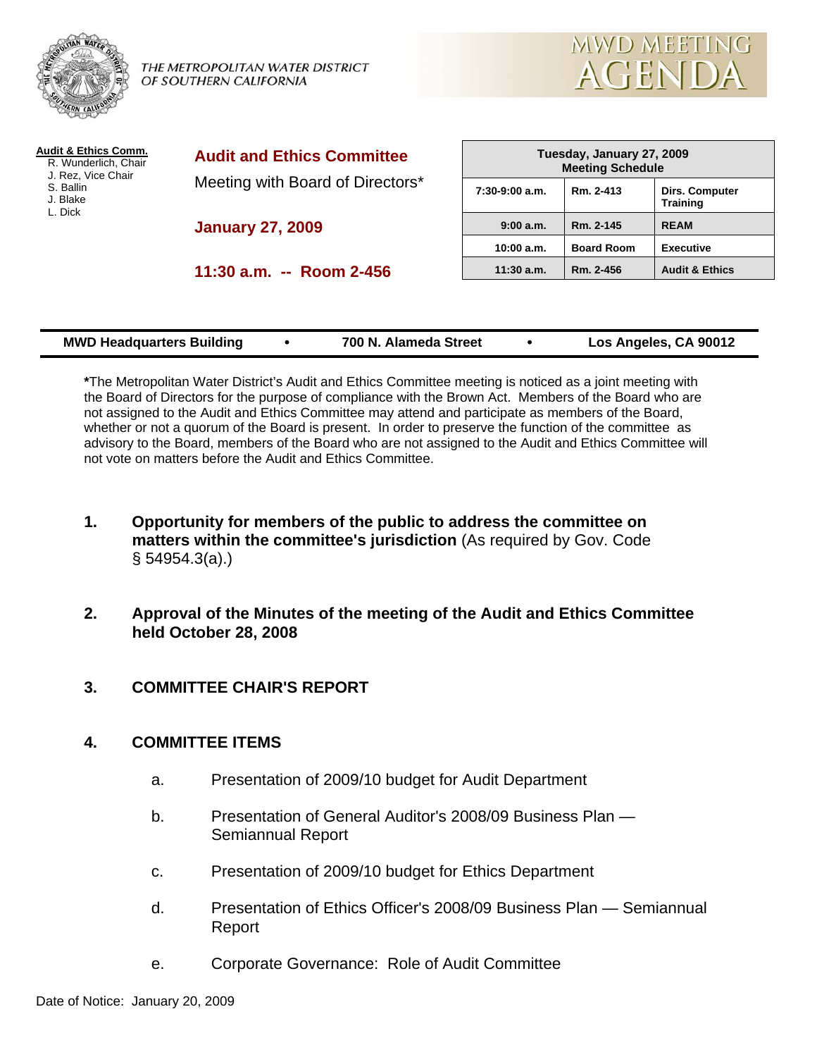THE METROPOLITAN WATER DISTRICT OF SOUTHERN CALIFORNIA

# MWD MEETING AGENDA

**Audit & Ethics Comm.**
R. Wunderlich, Chair
J. Rez, Vice Chair
S. Ballin
J. Blake
L. Dick

## Audit and Ethics Committee

Meeting with Board of Directors*

**January 27, 2009**

**11:30 a.m. -- Room 2-456**

| Tuesday, January 27, 2009 Meeting Schedule | | |
|---|---|---|
| 7:30-9:00 a.m. | Rm. 2-413 | Dirs. Computer Training |
| 9:00 a.m. | Rm. 2-145 | REAM |
| 10:00 a.m. | Board Room | Executive |
| 11:30 a.m. | Rm. 2-456 | Audit & Ethics |

**MWD Headquarters Building • 700 N. Alameda Street • Los Angeles, CA 90012**

**\***The Metropolitan Water District's Audit and Ethics Committee meeting is noticed as a joint meeting with the Board of Directors for the purpose of compliance with the Brown Act. Members of the Board who are not assigned to the Audit and Ethics Committee may attend and participate as members of the Board, whether or not a quorum of the Board is present. In order to preserve the function of the committee as advisory to the Board, members of the Board who are not assigned to the Audit and Ethics Committee will not vote on matters before the Audit and Ethics Committee.

1. **Opportunity for members of the public to address the committee on matters within the committee's jurisdiction** (As required by Gov. Code § 54954.3(a).)

2. **Approval of the Minutes of the meeting of the Audit and Ethics Committee held October 28, 2008**

3. **COMMITTEE CHAIR'S REPORT**

4. **COMMITTEE ITEMS**

   a. Presentation of 2009/10 budget for Audit Department

   b. Presentation of General Auditor's 2008/09 Business Plan — Semiannual Report

   c. Presentation of 2009/10 budget for Ethics Department

   d. Presentation of Ethics Officer's 2008/09 Business Plan — Semiannual Report

   e. Corporate Governance: Role of Audit Committee

Date of Notice: January 20, 2009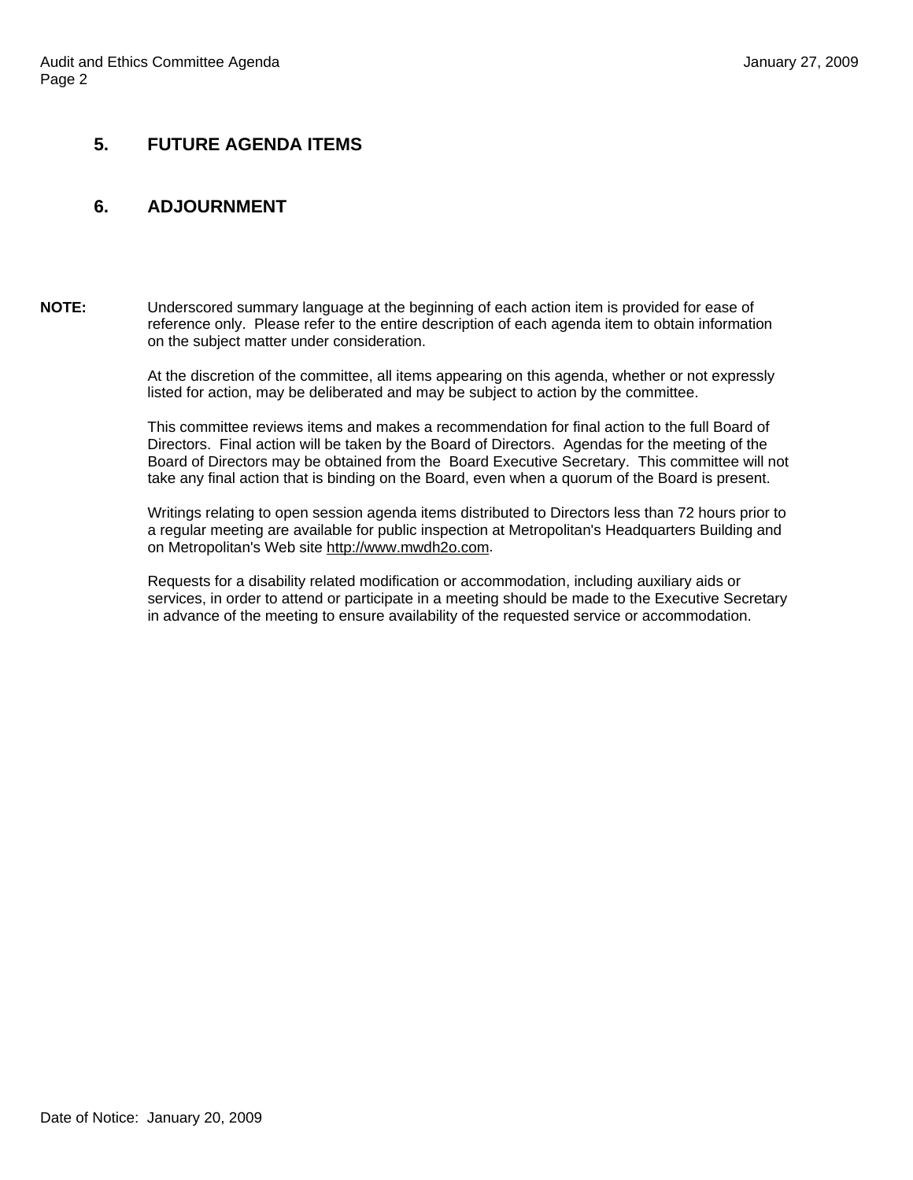## 5. FUTURE AGENDA ITEMS

## 6. ADJOURNMENT

**NOTE:** Underscored summary language at the beginning of each action item is provided for ease of reference only. Please refer to the entire description of each agenda item to obtain information on the subject matter under consideration.

At the discretion of the committee, all items appearing on this agenda, whether or not expressly listed for action, may be deliberated and may be subject to action by the committee.

This committee reviews items and makes a recommendation for final action to the full Board of Directors. Final action will be taken by the Board of Directors. Agendas for the meeting of the Board of Directors may be obtained from the Board Executive Secretary. This committee will not take any final action that is binding on the Board, even when a quorum of the Board is present.

Writings relating to open session agenda items distributed to Directors less than 72 hours prior to a regular meeting are available for public inspection at Metropolitan's Headquarters Building and on Metropolitan's Web site http://www.mwdh2o.com.

Requests for a disability related modification or accommodation, including auxiliary aids or services, in order to attend or participate in a meeting should be made to the Executive Secretary in advance of the meeting to ensure availability of the requested service or accommodation.

Date of Notice: January 20, 2009